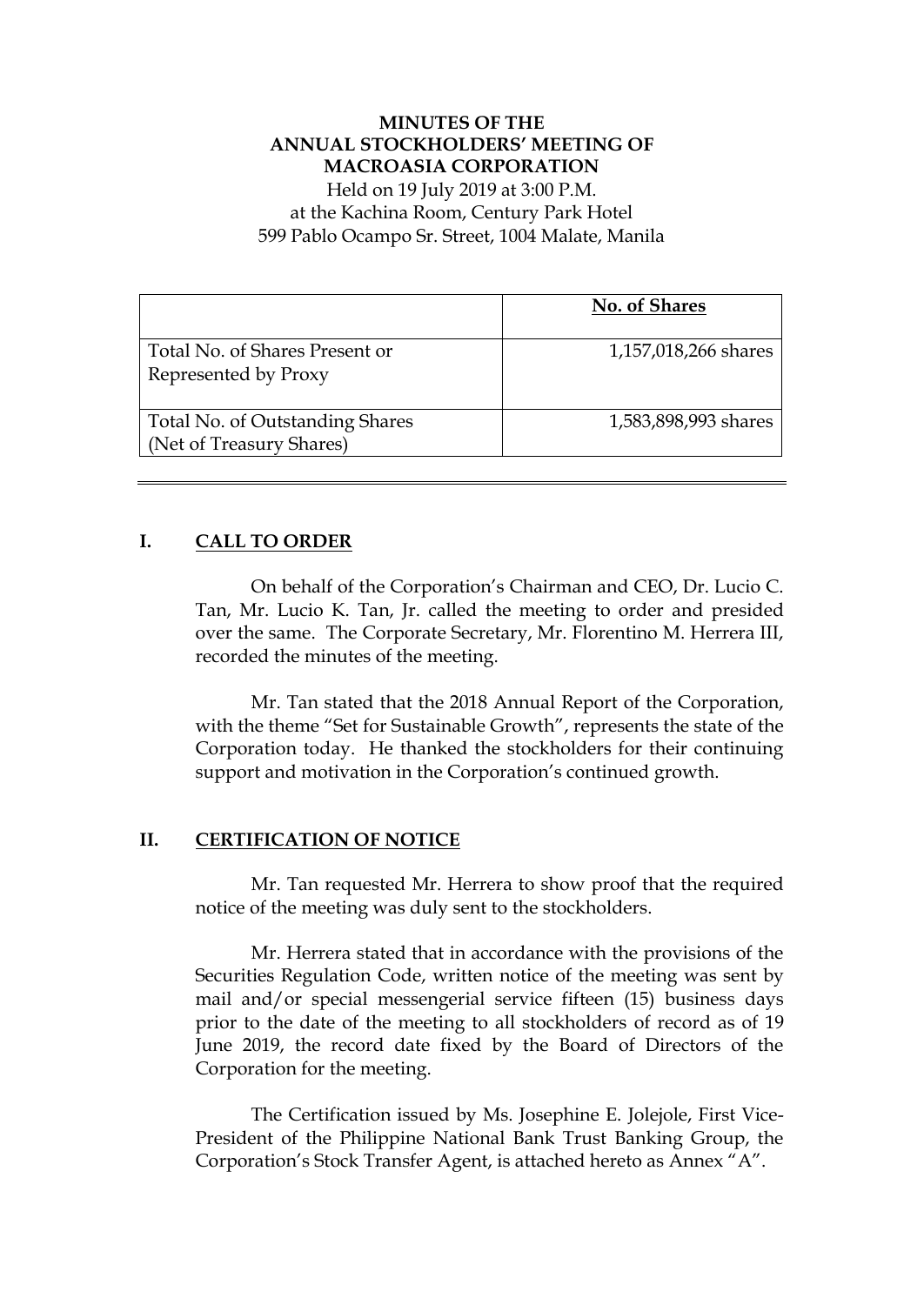# MINUTES OF THE ANNUAL STOCKHOLDERS' MEETING OF MACROASIA CORPORATION

Held on 19 July 2019 at 3:00 P.M.
at the Kachina Room, Century Park Hotel
599 Pablo Ocampo Sr. Street, 1004 Malate, Manila

| | No. of Shares |
|---|---|
| Total No. of Shares Present or Represented by Proxy | 1,157,018,266 shares |
| Total No. of Outstanding Shares (Net of Treasury Shares) | 1,583,898,993 shares |

## I. CALL TO ORDER

On behalf of the Corporation's Chairman and CEO, Dr. Lucio C. Tan, Mr. Lucio K. Tan, Jr. called the meeting to order and presided over the same. The Corporate Secretary, Mr. Florentino M. Herrera III, recorded the minutes of the meeting.

Mr. Tan stated that the 2018 Annual Report of the Corporation, with the theme "Set for Sustainable Growth", represents the state of the Corporation today. He thanked the stockholders for their continuing support and motivation in the Corporation's continued growth.

## II. CERTIFICATION OF NOTICE

Mr. Tan requested Mr. Herrera to show proof that the required notice of the meeting was duly sent to the stockholders.

Mr. Herrera stated that in accordance with the provisions of the Securities Regulation Code, written notice of the meeting was sent by mail and/or special messengerial service fifteen (15) business days prior to the date of the meeting to all stockholders of record as of 19 June 2019, the record date fixed by the Board of Directors of the Corporation for the meeting.

The Certification issued by Ms. Josephine E. Jolejole, First Vice-President of the Philippine National Bank Trust Banking Group, the Corporation's Stock Transfer Agent, is attached hereto as Annex "A".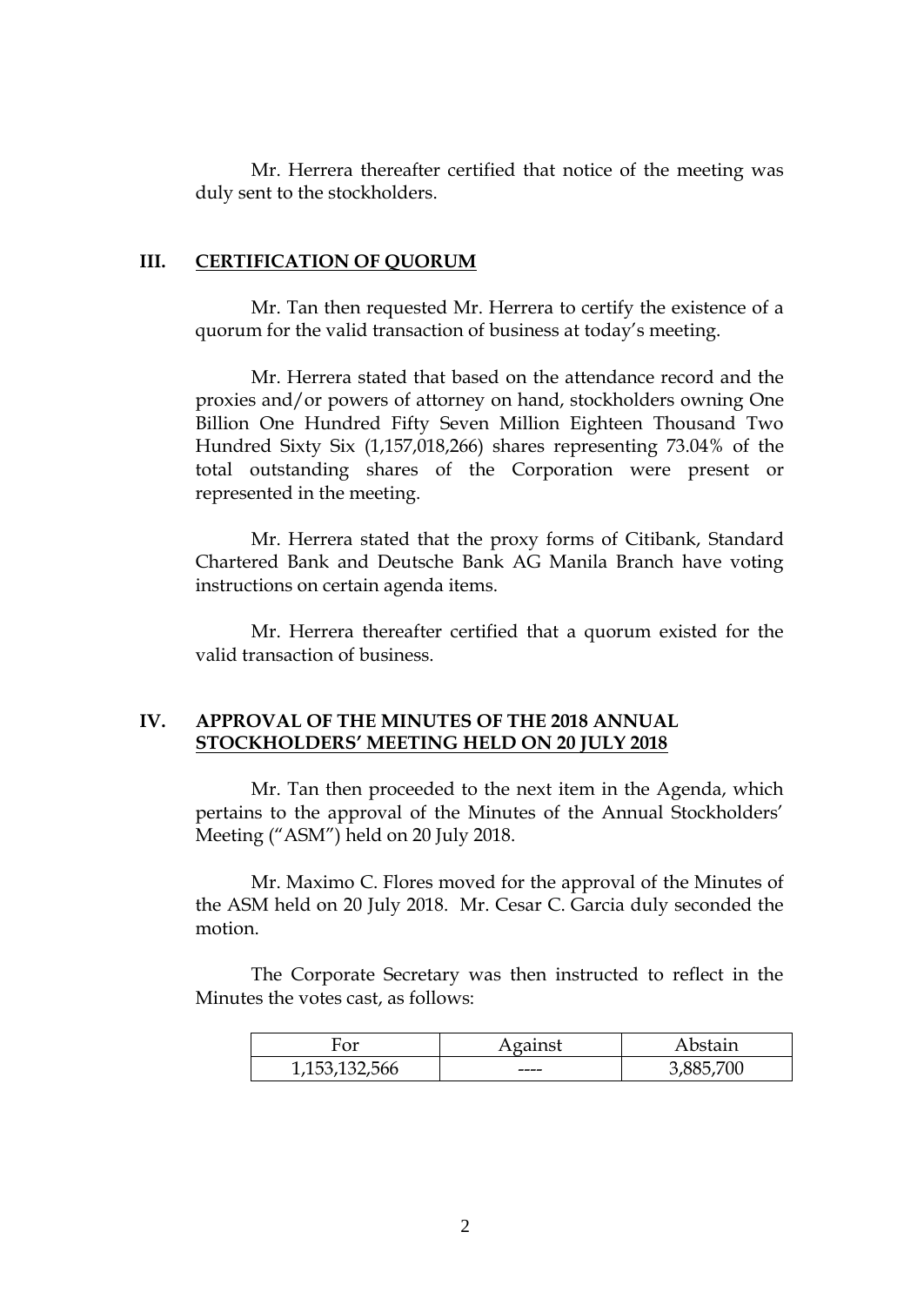Mr. Herrera thereafter certified that notice of the meeting was duly sent to the stockholders.

## III. CERTIFICATION OF QUORUM

Mr. Tan then requested Mr. Herrera to certify the existence of a quorum for the valid transaction of business at today's meeting.

Mr. Herrera stated that based on the attendance record and the proxies and/or powers of attorney on hand, stockholders owning One Billion One Hundred Fifty Seven Million Eighteen Thousand Two Hundred Sixty Six (1,157,018,266) shares representing 73.04% of the total outstanding shares of the Corporation were present or represented in the meeting.

Mr. Herrera stated that the proxy forms of Citibank, Standard Chartered Bank and Deutsche Bank AG Manila Branch have voting instructions on certain agenda items.

Mr. Herrera thereafter certified that a quorum existed for the valid transaction of business.

## IV. APPROVAL OF THE MINUTES OF THE 2018 ANNUAL STOCKHOLDERS' MEETING HELD ON 20 JULY 2018

Mr. Tan then proceeded to the next item in the Agenda, which pertains to the approval of the Minutes of the Annual Stockholders' Meeting ("ASM") held on 20 July 2018.

Mr. Maximo C. Flores moved for the approval of the Minutes of the ASM held on 20 July 2018. Mr. Cesar C. Garcia duly seconded the motion.

The Corporate Secretary was then instructed to reflect in the Minutes the votes cast, as follows:

| For | Against | Abstain |
|---|---|---|
| 1,153,132,566 | ---- | 3,885,700 |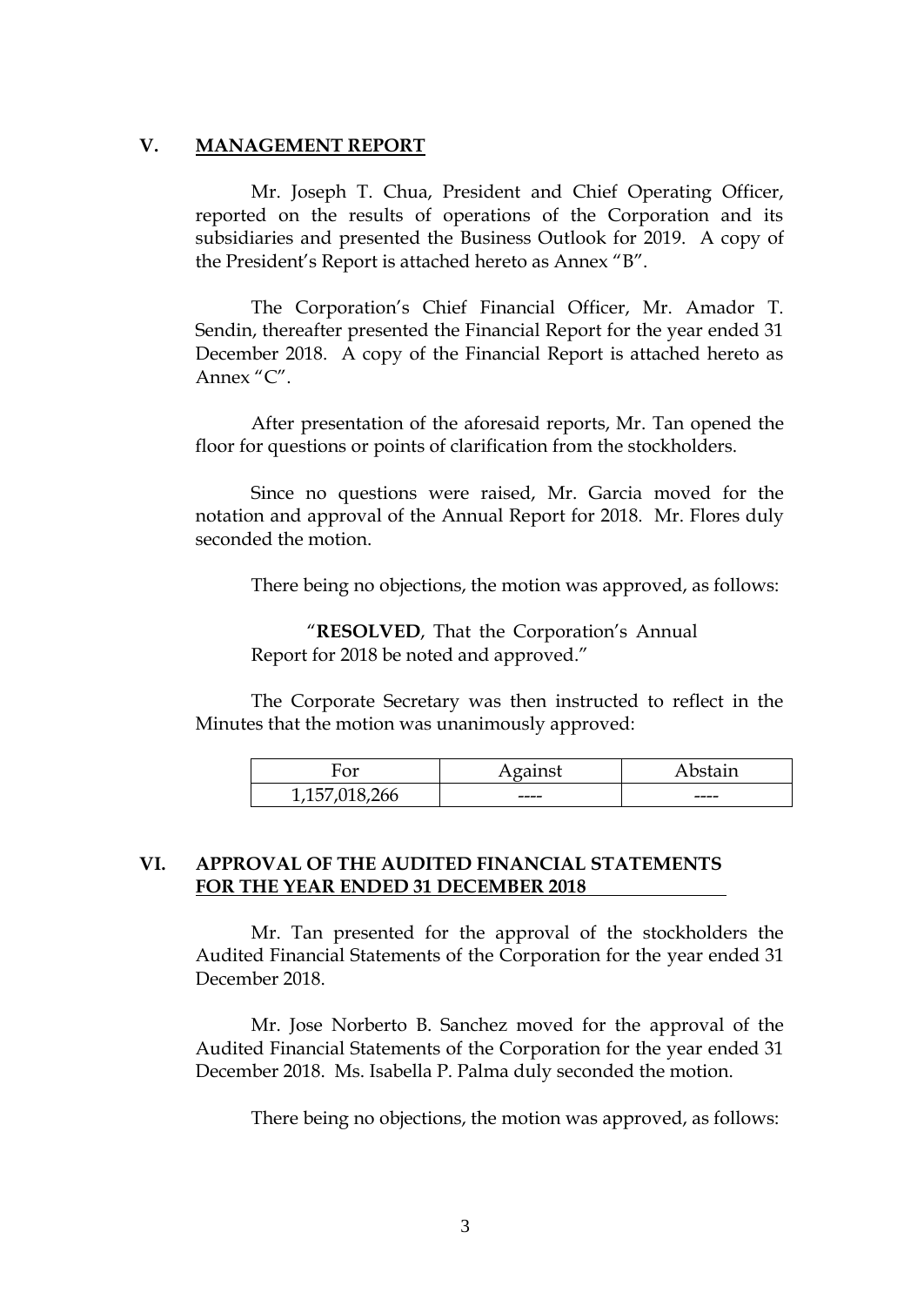## V. MANAGEMENT REPORT

Mr. Joseph T. Chua, President and Chief Operating Officer, reported on the results of operations of the Corporation and its subsidiaries and presented the Business Outlook for 2019. A copy of the President's Report is attached hereto as Annex "B".

The Corporation's Chief Financial Officer, Mr. Amador T. Sendin, thereafter presented the Financial Report for the year ended 31 December 2018. A copy of the Financial Report is attached hereto as Annex "C".

After presentation of the aforesaid reports, Mr. Tan opened the floor for questions or points of clarification from the stockholders.

Since no questions were raised, Mr. Garcia moved for the notation and approval of the Annual Report for 2018. Mr. Flores duly seconded the motion.

There being no objections, the motion was approved, as follows:

> "**RESOLVED**, That the Corporation's Annual Report for 2018 be noted and approved."

The Corporate Secretary was then instructed to reflect in the Minutes that the motion was unanimously approved:

| For | Against | Abstain |
| --- | --- | --- |
| 1,157,018,266 | ---- | ---- |

## VI. APPROVAL OF THE AUDITED FINANCIAL STATEMENTS FOR THE YEAR ENDED 31 DECEMBER 2018

Mr. Tan presented for the approval of the stockholders the Audited Financial Statements of the Corporation for the year ended 31 December 2018.

Mr. Jose Norberto B. Sanchez moved for the approval of the Audited Financial Statements of the Corporation for the year ended 31 December 2018. Ms. Isabella P. Palma duly seconded the motion.

There being no objections, the motion was approved, as follows: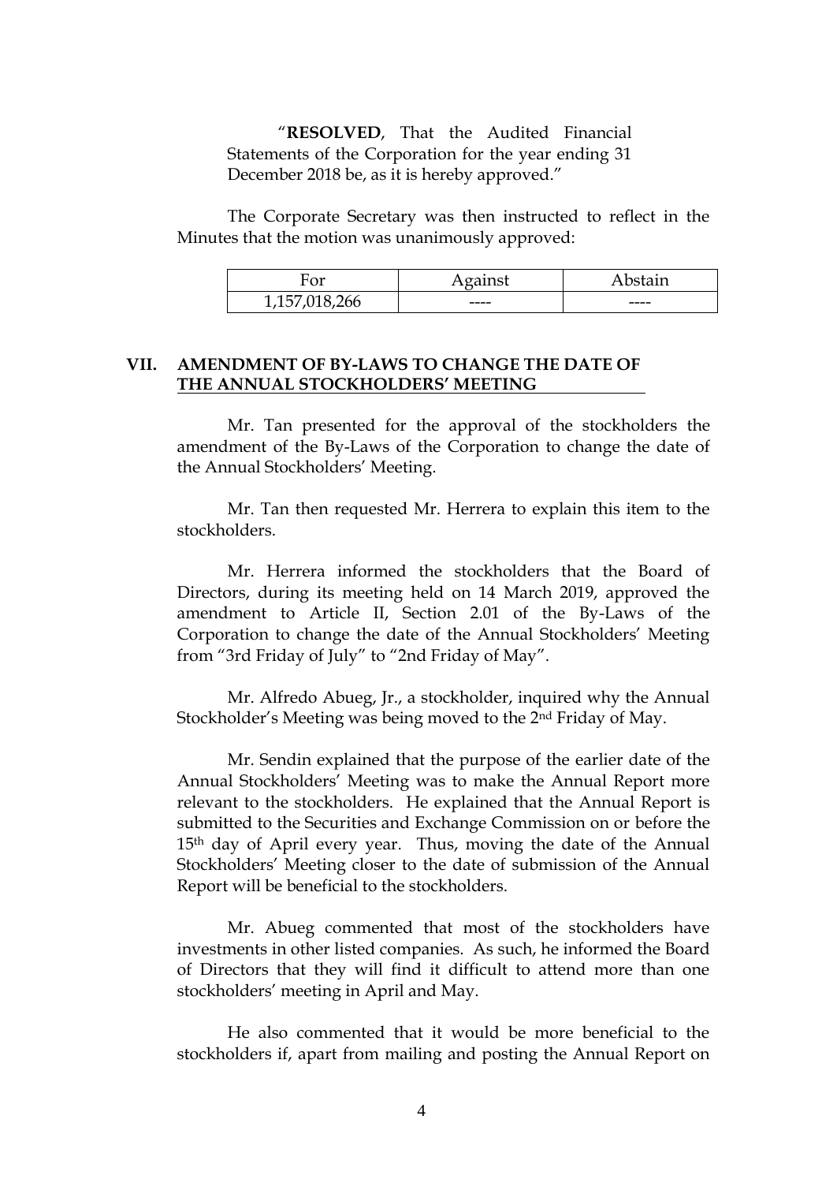"**RESOLVED**, That the Audited Financial Statements of the Corporation for the year ending 31 December 2018 be, as it is hereby approved."

The Corporate Secretary was then instructed to reflect in the Minutes that the motion was unanimously approved:

| For | Against | Abstain |
|---|---|---|
| 1,157,018,266 | ---- | ---- |

## VII. AMENDMENT OF BY-LAWS TO CHANGE THE DATE OF THE ANNUAL STOCKHOLDERS' MEETING

Mr. Tan presented for the approval of the stockholders the amendment of the By-Laws of the Corporation to change the date of the Annual Stockholders' Meeting.

Mr. Tan then requested Mr. Herrera to explain this item to the stockholders.

Mr. Herrera informed the stockholders that the Board of Directors, during its meeting held on 14 March 2019, approved the amendment to Article II, Section 2.01 of the By-Laws of the Corporation to change the date of the Annual Stockholders' Meeting from "3rd Friday of July" to "2nd Friday of May".

Mr. Alfredo Abueg, Jr., a stockholder, inquired why the Annual Stockholder's Meeting was being moved to the 2nd Friday of May.

Mr. Sendin explained that the purpose of the earlier date of the Annual Stockholders' Meeting was to make the Annual Report more relevant to the stockholders. He explained that the Annual Report is submitted to the Securities and Exchange Commission on or before the 15th day of April every year. Thus, moving the date of the Annual Stockholders' Meeting closer to the date of submission of the Annual Report will be beneficial to the stockholders.

Mr. Abueg commented that most of the stockholders have investments in other listed companies. As such, he informed the Board of Directors that they will find it difficult to attend more than one stockholders' meeting in April and May.

He also commented that it would be more beneficial to the stockholders if, apart from mailing and posting the Annual Report on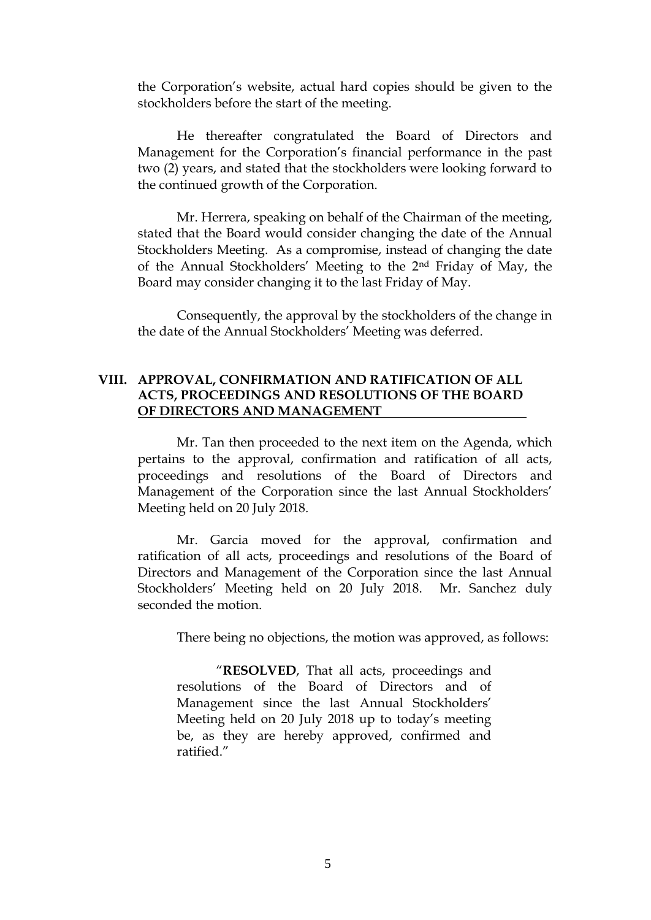the Corporation's website, actual hard copies should be given to the stockholders before the start of the meeting.

He thereafter congratulated the Board of Directors and Management for the Corporation's financial performance in the past two (2) years, and stated that the stockholders were looking forward to the continued growth of the Corporation.

Mr. Herrera, speaking on behalf of the Chairman of the meeting, stated that the Board would consider changing the date of the Annual Stockholders Meeting. As a compromise, instead of changing the date of the Annual Stockholders' Meeting to the 2nd Friday of May, the Board may consider changing it to the last Friday of May.

Consequently, the approval by the stockholders of the change in the date of the Annual Stockholders' Meeting was deferred.

## VIII. APPROVAL, CONFIRMATION AND RATIFICATION OF ALL ACTS, PROCEEDINGS AND RESOLUTIONS OF THE BOARD OF DIRECTORS AND MANAGEMENT

Mr. Tan then proceeded to the next item on the Agenda, which pertains to the approval, confirmation and ratification of all acts, proceedings and resolutions of the Board of Directors and Management of the Corporation since the last Annual Stockholders' Meeting held on 20 July 2018.

Mr. Garcia moved for the approval, confirmation and ratification of all acts, proceedings and resolutions of the Board of Directors and Management of the Corporation since the last Annual Stockholders' Meeting held on 20 July 2018. Mr. Sanchez duly seconded the motion.

There being no objections, the motion was approved, as follows:

> "**RESOLVED**, That all acts, proceedings and resolutions of the Board of Directors and of Management since the last Annual Stockholders' Meeting held on 20 July 2018 up to today's meeting be, as they are hereby approved, confirmed and ratified."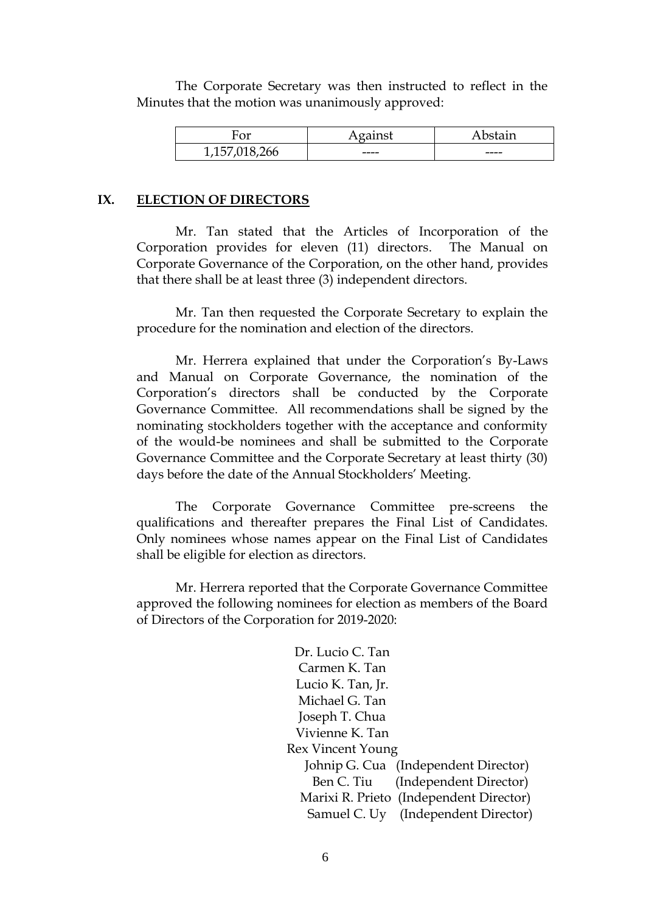The Corporate Secretary was then instructed to reflect in the Minutes that the motion was unanimously approved:

| For | Against | Abstain |
|---|---|---|
| 1,157,018,266 | ---- | ---- |

## IX. ELECTION OF DIRECTORS

Mr. Tan stated that the Articles of Incorporation of the Corporation provides for eleven (11) directors. The Manual on Corporate Governance of the Corporation, on the other hand, provides that there shall be at least three (3) independent directors.

Mr. Tan then requested the Corporate Secretary to explain the procedure for the nomination and election of the directors.

Mr. Herrera explained that under the Corporation's By-Laws and Manual on Corporate Governance, the nomination of the Corporation's directors shall be conducted by the Corporate Governance Committee. All recommendations shall be signed by the nominating stockholders together with the acceptance and conformity of the would-be nominees and shall be submitted to the Corporate Governance Committee and the Corporate Secretary at least thirty (30) days before the date of the Annual Stockholders' Meeting.

The Corporate Governance Committee pre-screens the qualifications and thereafter prepares the Final List of Candidates. Only nominees whose names appear on the Final List of Candidates shall be eligible for election as directors.

Mr. Herrera reported that the Corporate Governance Committee approved the following nominees for election as members of the Board of Directors of the Corporation for 2019-2020:

Dr. Lucio C. Tan
Carmen K. Tan
Lucio K. Tan, Jr.
Michael G. Tan
Joseph T. Chua
Vivienne K. Tan
Rex Vincent Young
Johnip G. Cua (Independent Director)
Ben C. Tiu (Independent Director)
Marixi R. Prieto (Independent Director)
Samuel C. Uy (Independent Director)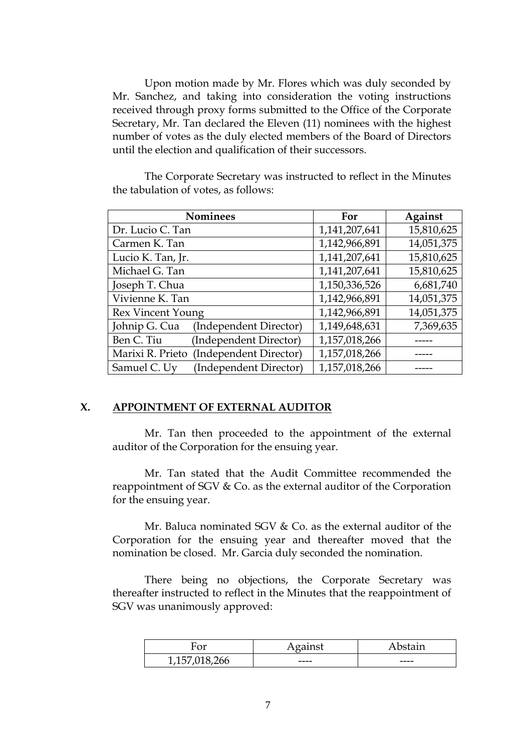Upon motion made by Mr. Flores which was duly seconded by Mr. Sanchez, and taking into consideration the voting instructions received through proxy forms submitted to the Office of the Corporate Secretary, Mr. Tan declared the Eleven (11) nominees with the highest number of votes as the duly elected members of the Board of Directors until the election and qualification of their successors.

The Corporate Secretary was instructed to reflect in the Minutes the tabulation of votes, as follows:

| Nominees | For | Against |
|---|---|---|
| Dr. Lucio C. Tan | 1,141,207,641 | 15,810,625 |
| Carmen K. Tan | 1,142,966,891 | 14,051,375 |
| Lucio K. Tan, Jr. | 1,141,207,641 | 15,810,625 |
| Michael G. Tan | 1,141,207,641 | 15,810,625 |
| Joseph T. Chua | 1,150,336,526 | 6,681,740 |
| Vivienne K. Tan | 1,142,966,891 | 14,051,375 |
| Rex Vincent Young | 1,142,966,891 | 14,051,375 |
| Johnip G. Cua (Independent Director) | 1,149,648,631 | 7,369,635 |
| Ben C. Tiu (Independent Director) | 1,157,018,266 | ----- |
| Marixi R. Prieto (Independent Director) | 1,157,018,266 | ----- |
| Samuel C. Uy (Independent Director) | 1,157,018,266 | ----- |

## X. APPOINTMENT OF EXTERNAL AUDITOR

Mr. Tan then proceeded to the appointment of the external auditor of the Corporation for the ensuing year.

Mr. Tan stated that the Audit Committee recommended the reappointment of SGV & Co. as the external auditor of the Corporation for the ensuing year.

Mr. Baluca nominated SGV & Co. as the external auditor of the Corporation for the ensuing year and thereafter moved that the nomination be closed. Mr. Garcia duly seconded the nomination.

There being no objections, the Corporate Secretary was thereafter instructed to reflect in the Minutes that the reappointment of SGV was unanimously approved:

| For | Against | Abstain |
|---|---|---|
| 1,157,018,266 | ---- | ---- |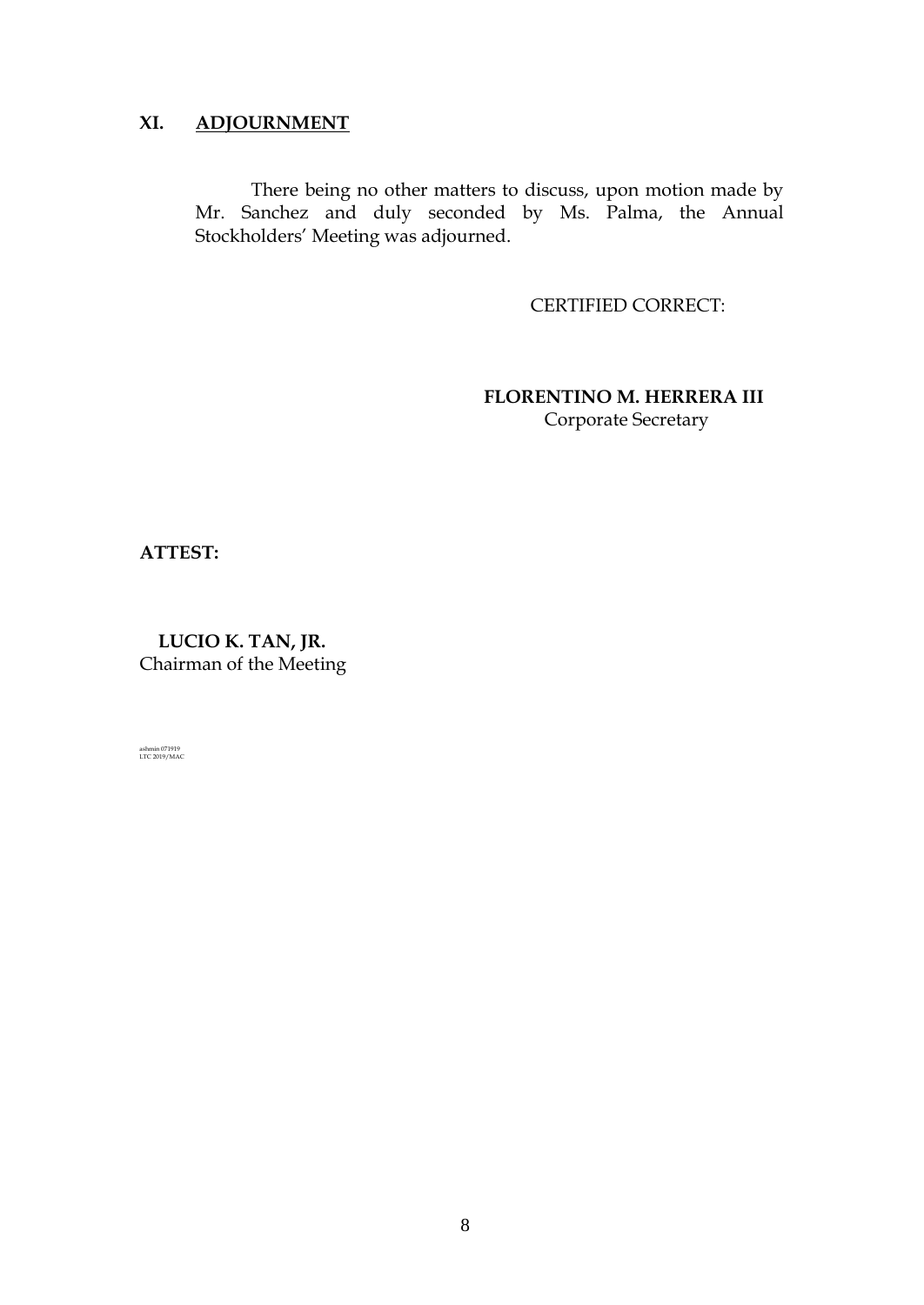## XI. ADJOURNMENT

There being no other matters to discuss, upon motion made by Mr. Sanchez and duly seconded by Ms. Palma, the Annual Stockholders' Meeting was adjourned.

CERTIFIED CORRECT:

**FLORENTINO M. HERRERA III**
Corporate Secretary

**ATTEST:**

**LUCIO K. TAN, JR.**
Chairman of the Meeting

ashmin 071919
LTC 2019/MAC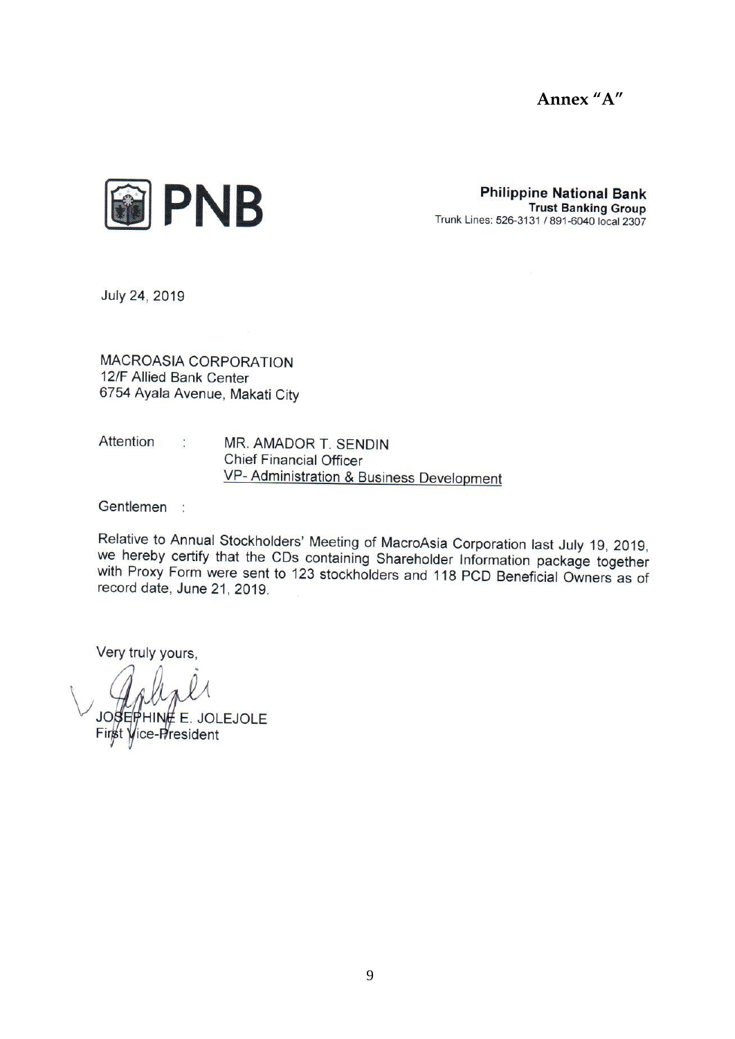**Annex "A"**

PNB

**Philippine National Bank**
**Trust Banking Group**
Trunk Lines: 526-3131 / 891-6040 local 2307

July 24, 2019

MACROASIA CORPORATION
12/F Allied Bank Center
6754 Ayala Avenue, Makati City

Attention : MR. AMADOR T. SENDIN
Chief Financial Officer
VP- Administration & Business Development

Gentlemen :

Relative to Annual Stockholders' Meeting of MacroAsia Corporation last July 19, 2019, we hereby certify that the CDs containing Shareholder Information package together with Proxy Form were sent to 123 stockholders and 118 PCD Beneficial Owners as of record date, June 21, 2019.

Very truly yours,

JOSEPHINE E. JOLEJOLE
First Vice-President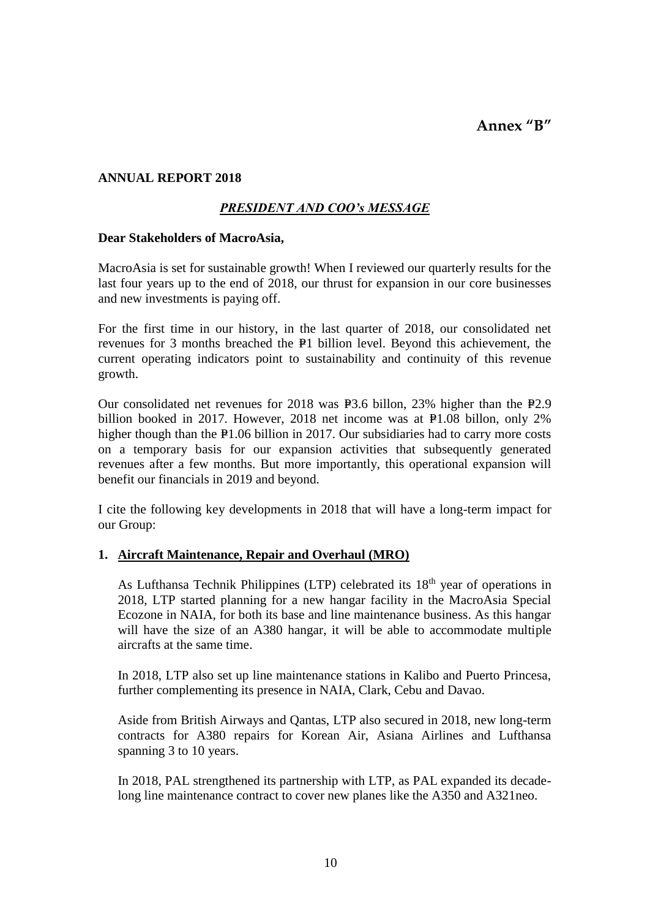# Annex "B"

**ANNUAL REPORT 2018**

## ***PRESIDENT AND COO's MESSAGE***

**Dear Stakeholders of MacroAsia,**

MacroAsia is set for sustainable growth! When I reviewed our quarterly results for the last four years up to the end of 2018, our thrust for expansion in our core businesses and new investments is paying off.

For the first time in our history, in the last quarter of 2018, our consolidated net revenues for 3 months breached the ₱1 billion level. Beyond this achievement, the current operating indicators point to sustainability and continuity of this revenue growth.

Our consolidated net revenues for 2018 was ₱3.6 billon, 23% higher than the ₱2.9 billion booked in 2017. However, 2018 net income was at ₱1.08 billon, only 2% higher though than the ₱1.06 billion in 2017. Our subsidiaries had to carry more costs on a temporary basis for our expansion activities that subsequently generated revenues after a few months. But more importantly, this operational expansion will benefit our financials in 2019 and beyond.

I cite the following key developments in 2018 that will have a long-term impact for our Group:

1. **Aircraft Maintenance, Repair and Overhaul (MRO)**

   As Lufthansa Technik Philippines (LTP) celebrated its 18th year of operations in 2018, LTP started planning for a new hangar facility in the MacroAsia Special Ecozone in NAIA, for both its base and line maintenance business. As this hangar will have the size of an A380 hangar, it will be able to accommodate multiple aircrafts at the same time.

   In 2018, LTP also set up line maintenance stations in Kalibo and Puerto Princesa, further complementing its presence in NAIA, Clark, Cebu and Davao.

   Aside from British Airways and Qantas, LTP also secured in 2018, new long-term contracts for A380 repairs for Korean Air, Asiana Airlines and Lufthansa spanning 3 to 10 years.

   In 2018, PAL strengthened its partnership with LTP, as PAL expanded its decade-long line maintenance contract to cover new planes like the A350 and A321neo.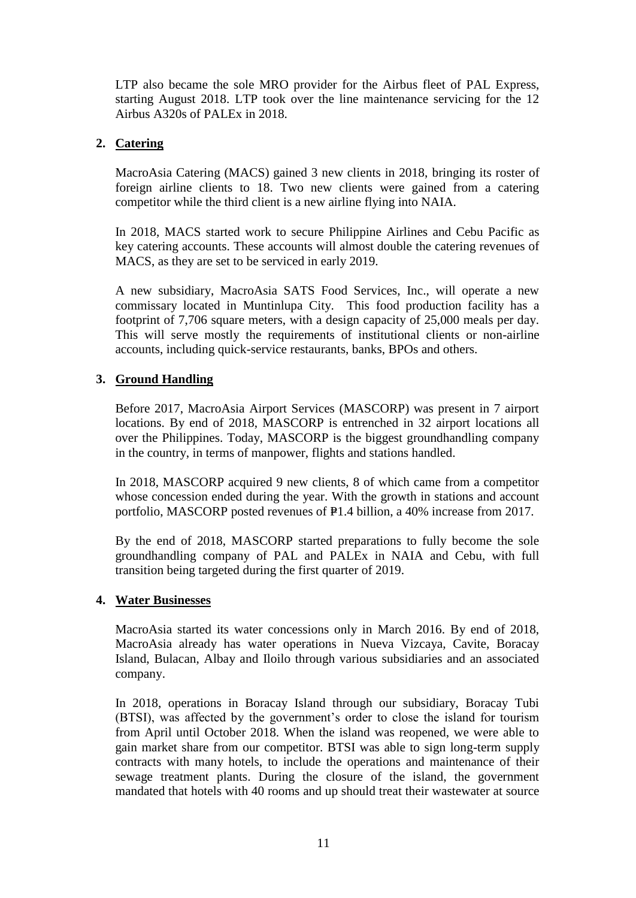LTP also became the sole MRO provider for the Airbus fleet of PAL Express, starting August 2018. LTP took over the line maintenance servicing for the 12 Airbus A320s of PALEx in 2018.

2. **Catering**

MacroAsia Catering (MACS) gained 3 new clients in 2018, bringing its roster of foreign airline clients to 18. Two new clients were gained from a catering competitor while the third client is a new airline flying into NAIA.

In 2018, MACS started work to secure Philippine Airlines and Cebu Pacific as key catering accounts. These accounts will almost double the catering revenues of MACS, as they are set to be serviced in early 2019.

A new subsidiary, MacroAsia SATS Food Services, Inc., will operate a new commissary located in Muntinlupa City. This food production facility has a footprint of 7,706 square meters, with a design capacity of 25,000 meals per day. This will serve mostly the requirements of institutional clients or non-airline accounts, including quick-service restaurants, banks, BPOs and others.

3. **Ground Handling**

Before 2017, MacroAsia Airport Services (MASCORP) was present in 7 airport locations. By end of 2018, MASCORP is entrenched in 32 airport locations all over the Philippines. Today, MASCORP is the biggest groundhandling company in the country, in terms of manpower, flights and stations handled.

In 2018, MASCORP acquired 9 new clients, 8 of which came from a competitor whose concession ended during the year. With the growth in stations and account portfolio, MASCORP posted revenues of ₱1.4 billion, a 40% increase from 2017.

By the end of 2018, MASCORP started preparations to fully become the sole groundhandling company of PAL and PALEx in NAIA and Cebu, with full transition being targeted during the first quarter of 2019.

4. **Water Businesses**

MacroAsia started its water concessions only in March 2016. By end of 2018, MacroAsia already has water operations in Nueva Vizcaya, Cavite, Boracay Island, Bulacan, Albay and Iloilo through various subsidiaries and an associated company.

In 2018, operations in Boracay Island through our subsidiary, Boracay Tubi (BTSI), was affected by the government's order to close the island for tourism from April until October 2018. When the island was reopened, we were able to gain market share from our competitor. BTSI was able to sign long-term supply contracts with many hotels, to include the operations and maintenance of their sewage treatment plants. During the closure of the island, the government mandated that hotels with 40 rooms and up should treat their wastewater at source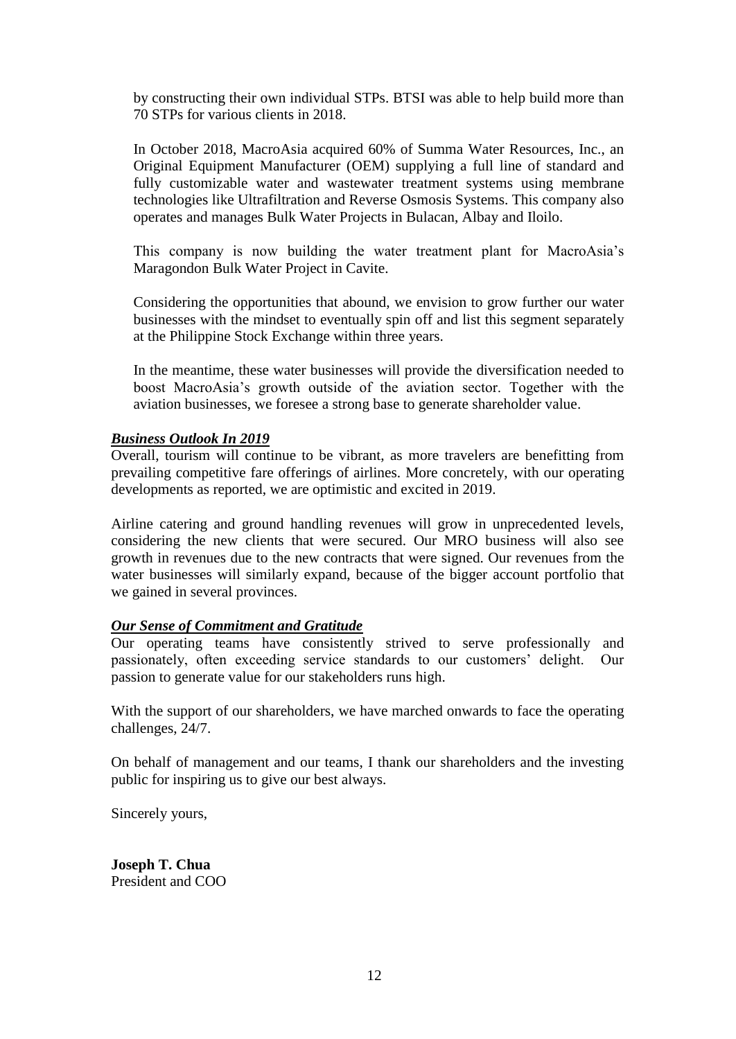by constructing their own individual STPs. BTSI was able to help build more than 70 STPs for various clients in 2018.

In October 2018, MacroAsia acquired 60% of Summa Water Resources, Inc., an Original Equipment Manufacturer (OEM) supplying a full line of standard and fully customizable water and wastewater treatment systems using membrane technologies like Ultrafiltration and Reverse Osmosis Systems. This company also operates and manages Bulk Water Projects in Bulacan, Albay and Iloilo.

This company is now building the water treatment plant for MacroAsia's Maragondon Bulk Water Project in Cavite.

Considering the opportunities that abound, we envision to grow further our water businesses with the mindset to eventually spin off and list this segment separately at the Philippine Stock Exchange within three years.

In the meantime, these water businesses will provide the diversification needed to boost MacroAsia's growth outside of the aviation sector. Together with the aviation businesses, we foresee a strong base to generate shareholder value.

***Business Outlook In 2019***

Overall, tourism will continue to be vibrant, as more travelers are benefitting from prevailing competitive fare offerings of airlines. More concretely, with our operating developments as reported, we are optimistic and excited in 2019.

Airline catering and ground handling revenues will grow in unprecedented levels, considering the new clients that were secured. Our MRO business will also see growth in revenues due to the new contracts that were signed. Our revenues from the water businesses will similarly expand, because of the bigger account portfolio that we gained in several provinces.

***Our Sense of Commitment and Gratitude***

Our operating teams have consistently strived to serve professionally and passionately, often exceeding service standards to our customers' delight. Our passion to generate value for our stakeholders runs high.

With the support of our shareholders, we have marched onwards to face the operating challenges, 24/7.

On behalf of management and our teams, I thank our shareholders and the investing public for inspiring us to give our best always.

Sincerely yours,

**Joseph T. Chua**
President and COO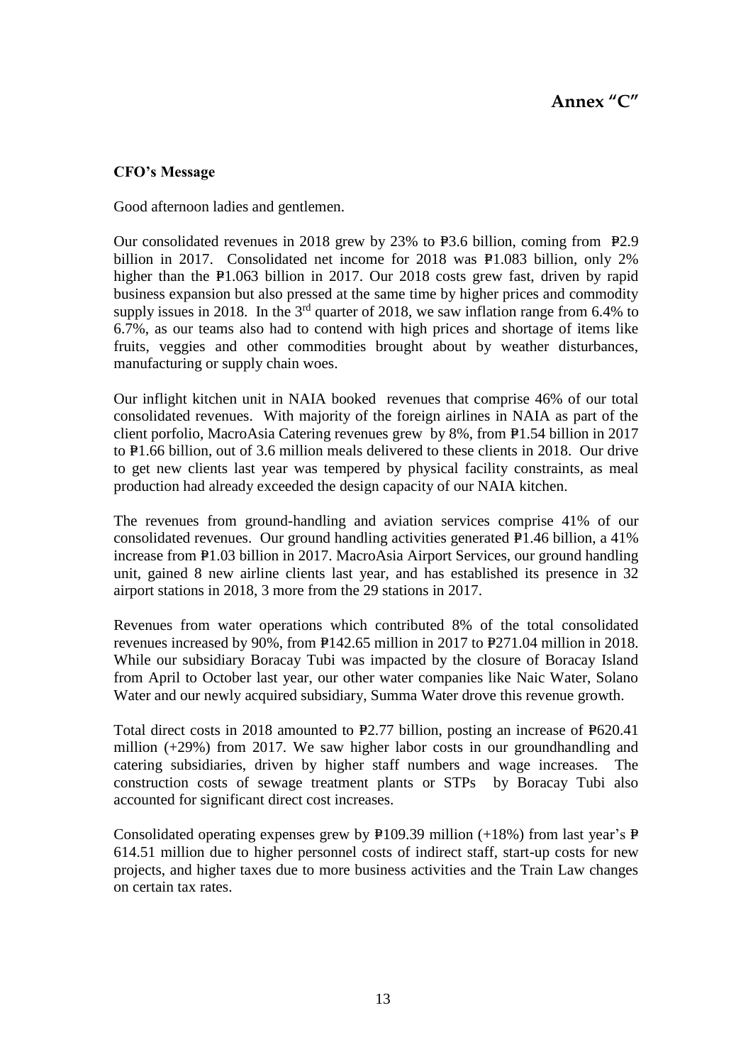# Annex "C"

**CFO's Message**

Good afternoon ladies and gentlemen.

Our consolidated revenues in 2018 grew by 23% to ₱3.6 billion, coming from ₱2.9 billion in 2017. Consolidated net income for 2018 was ₱1.083 billion, only 2% higher than the ₱1.063 billion in 2017. Our 2018 costs grew fast, driven by rapid business expansion but also pressed at the same time by higher prices and commodity supply issues in 2018. In the 3rd quarter of 2018, we saw inflation range from 6.4% to 6.7%, as our teams also had to contend with high prices and shortage of items like fruits, veggies and other commodities brought about by weather disturbances, manufacturing or supply chain woes.

Our inflight kitchen unit in NAIA booked revenues that comprise 46% of our total consolidated revenues. With majority of the foreign airlines in NAIA as part of the client porfolio, MacroAsia Catering revenues grew by 8%, from ₱1.54 billion in 2017 to ₱1.66 billion, out of 3.6 million meals delivered to these clients in 2018. Our drive to get new clients last year was tempered by physical facility constraints, as meal production had already exceeded the design capacity of our NAIA kitchen.

The revenues from ground-handling and aviation services comprise 41% of our consolidated revenues. Our ground handling activities generated ₱1.46 billion, a 41% increase from ₱1.03 billion in 2017. MacroAsia Airport Services, our ground handling unit, gained 8 new airline clients last year, and has established its presence in 32 airport stations in 2018, 3 more from the 29 stations in 2017.

Revenues from water operations which contributed 8% of the total consolidated revenues increased by 90%, from ₱142.65 million in 2017 to ₱271.04 million in 2018. While our subsidiary Boracay Tubi was impacted by the closure of Boracay Island from April to October last year, our other water companies like Naic Water, Solano Water and our newly acquired subsidiary, Summa Water drove this revenue growth.

Total direct costs in 2018 amounted to ₱2.77 billion, posting an increase of ₱620.41 million (+29%) from 2017. We saw higher labor costs in our groundhandling and catering subsidiaries, driven by higher staff numbers and wage increases. The construction costs of sewage treatment plants or STPs by Boracay Tubi also accounted for significant direct cost increases.

Consolidated operating expenses grew by ₱109.39 million (+18%) from last year's ₱ 614.51 million due to higher personnel costs of indirect staff, start-up costs for new projects, and higher taxes due to more business activities and the Train Law changes on certain tax rates.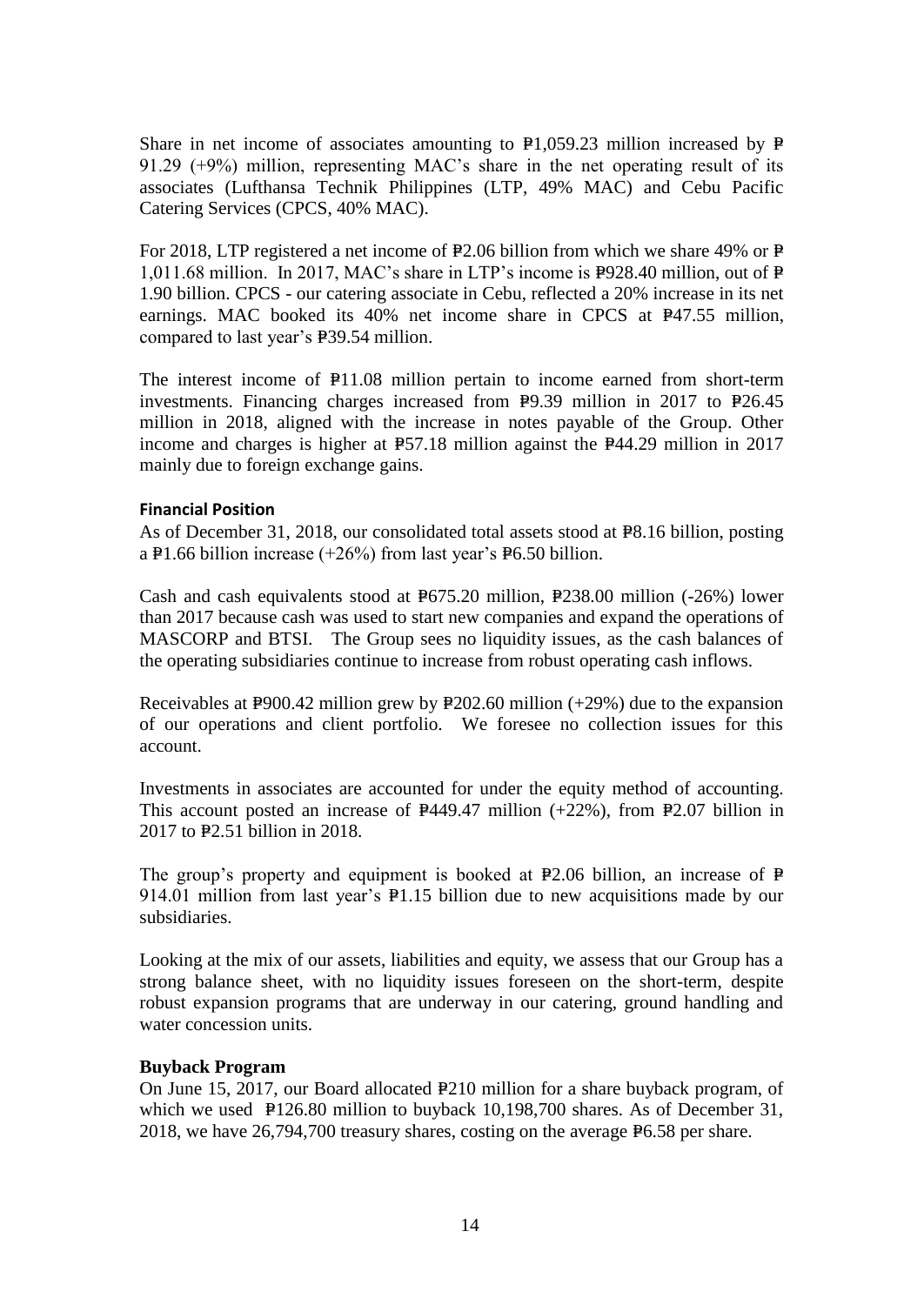Share in net income of associates amounting to ₱1,059.23 million increased by ₱ 91.29 (+9%) million, representing MAC's share in the net operating result of its associates (Lufthansa Technik Philippines (LTP, 49% MAC) and Cebu Pacific Catering Services (CPCS, 40% MAC).

For 2018, LTP registered a net income of ₱2.06 billion from which we share 49% or ₱ 1,011.68 million. In 2017, MAC's share in LTP's income is ₱928.40 million, out of ₱ 1.90 billion. CPCS - our catering associate in Cebu, reflected a 20% increase in its net earnings. MAC booked its 40% net income share in CPCS at ₱47.55 million, compared to last year's ₱39.54 million.

The interest income of ₱11.08 million pertain to income earned from short-term investments. Financing charges increased from ₱9.39 million in 2017 to ₱26.45 million in 2018, aligned with the increase in notes payable of the Group. Other income and charges is higher at ₱57.18 million against the ₱44.29 million in 2017 mainly due to foreign exchange gains.

#### Financial Position

As of December 31, 2018, our consolidated total assets stood at ₱8.16 billion, posting a ₱1.66 billion increase (+26%) from last year's ₱6.50 billion.

Cash and cash equivalents stood at ₱675.20 million, ₱238.00 million (-26%) lower than 2017 because cash was used to start new companies and expand the operations of MASCORP and BTSI. The Group sees no liquidity issues, as the cash balances of the operating subsidiaries continue to increase from robust operating cash inflows.

Receivables at ₱900.42 million grew by ₱202.60 million (+29%) due to the expansion of our operations and client portfolio. We foresee no collection issues for this account.

Investments in associates are accounted for under the equity method of accounting. This account posted an increase of ₱449.47 million (+22%), from ₱2.07 billion in 2017 to ₱2.51 billion in 2018.

The group's property and equipment is booked at ₱2.06 billion, an increase of ₱ 914.01 million from last year's ₱1.15 billion due to new acquisitions made by our subsidiaries.

Looking at the mix of our assets, liabilities and equity, we assess that our Group has a strong balance sheet, with no liquidity issues foreseen on the short-term, despite robust expansion programs that are underway in our catering, ground handling and water concession units.

#### Buyback Program

On June 15, 2017, our Board allocated ₱210 million for a share buyback program, of which we used ₱126.80 million to buyback 10,198,700 shares. As of December 31, 2018, we have 26,794,700 treasury shares, costing on the average ₱6.58 per share.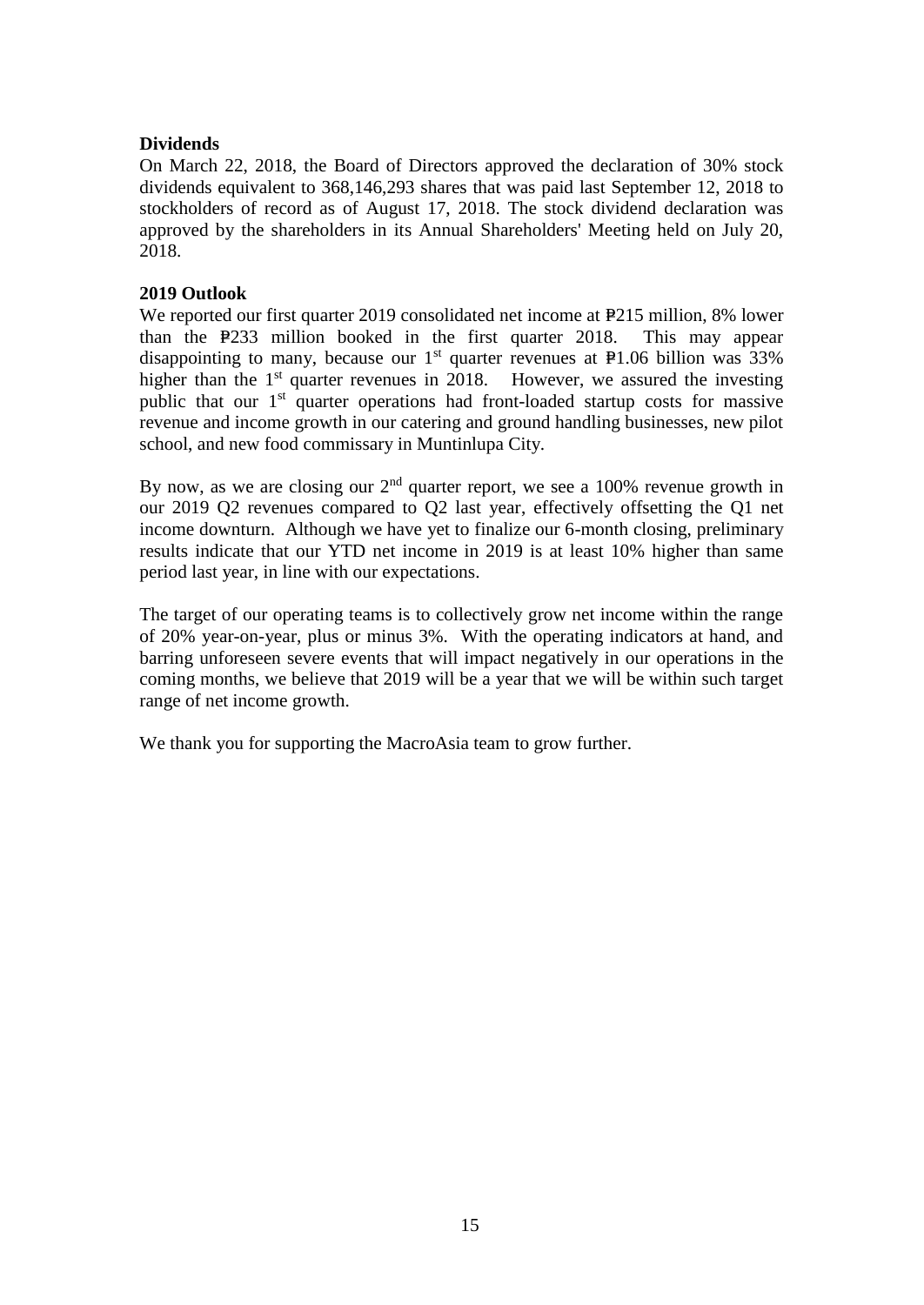**Dividends**

On March 22, 2018, the Board of Directors approved the declaration of 30% stock dividends equivalent to 368,146,293 shares that was paid last September 12, 2018 to stockholders of record as of August 17, 2018. The stock dividend declaration was approved by the shareholders in its Annual Shareholders' Meeting held on July 20, 2018.

**2019 Outlook**

We reported our first quarter 2019 consolidated net income at ₱215 million, 8% lower than the ₱233 million booked in the first quarter 2018. This may appear disappointing to many, because our 1st quarter revenues at ₱1.06 billion was 33% higher than the 1st quarter revenues in 2018. However, we assured the investing public that our 1st quarter operations had front-loaded startup costs for massive revenue and income growth in our catering and ground handling businesses, new pilot school, and new food commissary in Muntinlupa City.

By now, as we are closing our 2nd quarter report, we see a 100% revenue growth in our 2019 Q2 revenues compared to Q2 last year, effectively offsetting the Q1 net income downturn. Although we have yet to finalize our 6-month closing, preliminary results indicate that our YTD net income in 2019 is at least 10% higher than same period last year, in line with our expectations.

The target of our operating teams is to collectively grow net income within the range of 20% year-on-year, plus or minus 3%. With the operating indicators at hand, and barring unforeseen severe events that will impact negatively in our operations in the coming months, we believe that 2019 will be a year that we will be within such target range of net income growth.

We thank you for supporting the MacroAsia team to grow further.